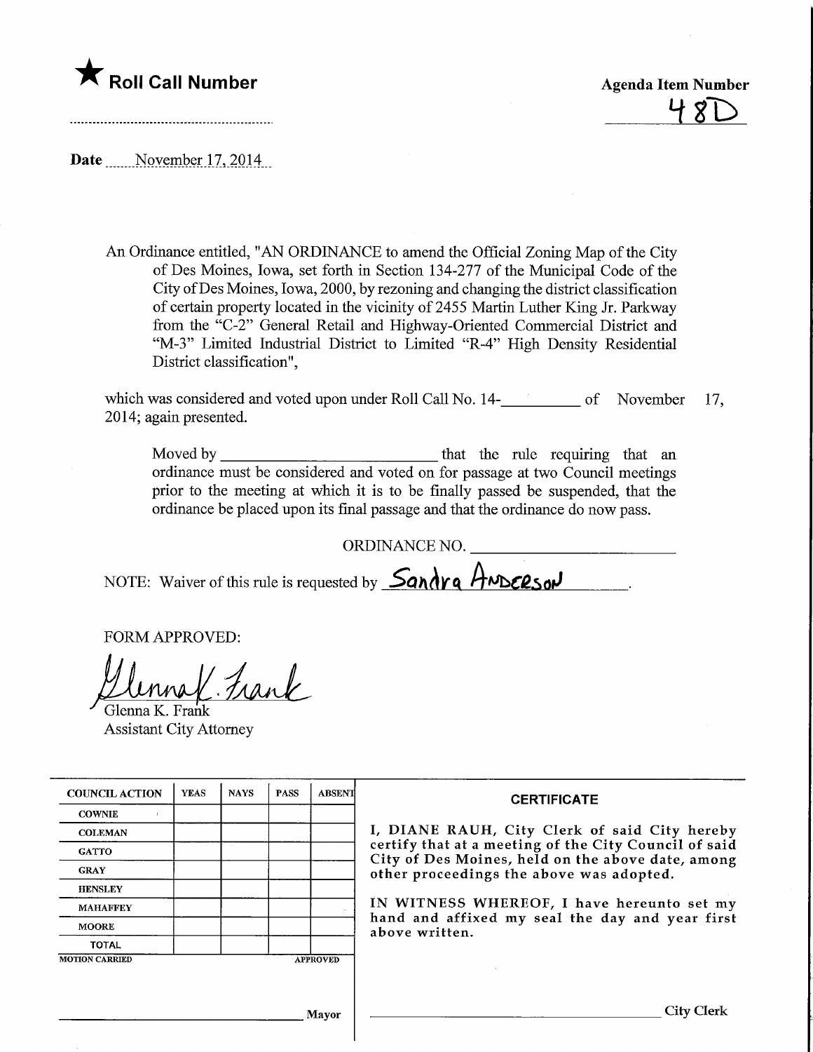★ **Roll Call Number**

**Agenda Item Number**

48D

**Date** November 17, 2014

An Ordinance entitled, "AN ORDINANCE to amend the Official Zoning Map of the City of Des Moines, Iowa, set forth in Section 134-277 of the Municipal Code of the City of Des Moines, Iowa, 2000, by rezoning and changing the district classification of certain property located in the vicinity of 2455 Martin Luther King Jr. Parkway from the "C-2" General Retail and Highway-Oriented Commercial District and "M-3" Limited Industrial District to Limited "R-4" High Density Residential District classification",

which was considered and voted upon under Roll Call No. 14-__________ of November 17, 2014; again presented.

Moved by ____________________________ that the rule requiring that an ordinance must be considered and voted on for passage at two Council meetings prior to the meeting at which it is to be finally passed be suspended, that the ordinance be placed upon its final passage and that the ordinance do now pass.

ORDINANCE NO. ____________________________

NOTE: Waiver of this rule is requested by Sandra Anderson.

FORM APPROVED:

Glenna K. Frank
Assistant City Attorney

| COUNCIL ACTION | YEAS | NAYS | PASS | ABSENT |
| --- | --- | --- | --- | --- |
| COWNIE | | | | |
| COLEMAN | | | | |
| GATTO | | | | |
| GRAY | | | | |
| HENSLEY | | | | |
| MAHAFFEY | | | | |
| MOORE | | | | |
| TOTAL | | | | |
| MOTION CARRIED | | | | APPROVED |

______________________________ Mayor

**CERTIFICATE**

I, DIANE RAUH, City Clerk of said City hereby certify that at a meeting of the City Council of said City of Des Moines, held on the above date, among other proceedings the above was adopted.

IN WITNESS WHEREOF, I have hereunto set my hand and affixed my seal the day and year first above written.

______________________________ City Clerk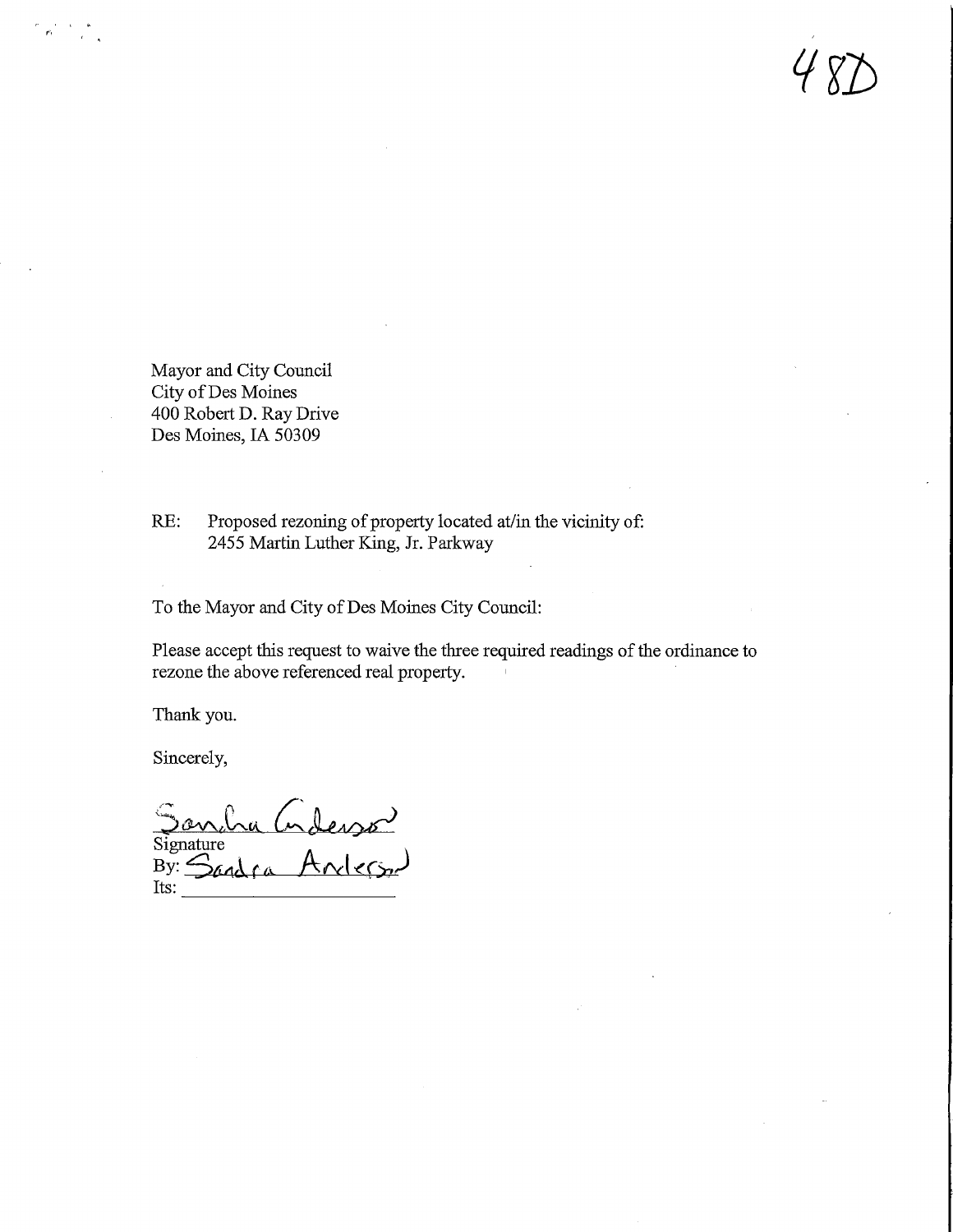48D

Mayor and City Council
City of Des Moines
400 Robert D. Ray Drive
Des Moines, IA 50309

RE: Proposed rezoning of property located at/in the vicinity of:
2455 Martin Luther King, Jr. Parkway

To the Mayor and City of Des Moines City Council:

Please accept this request to waive the three required readings of the ordinance to rezone the above referenced real property.

Thank you.

Sincerely,

Sandra Anderson
Signature
By: Sandra Anderson
Its: ____________________